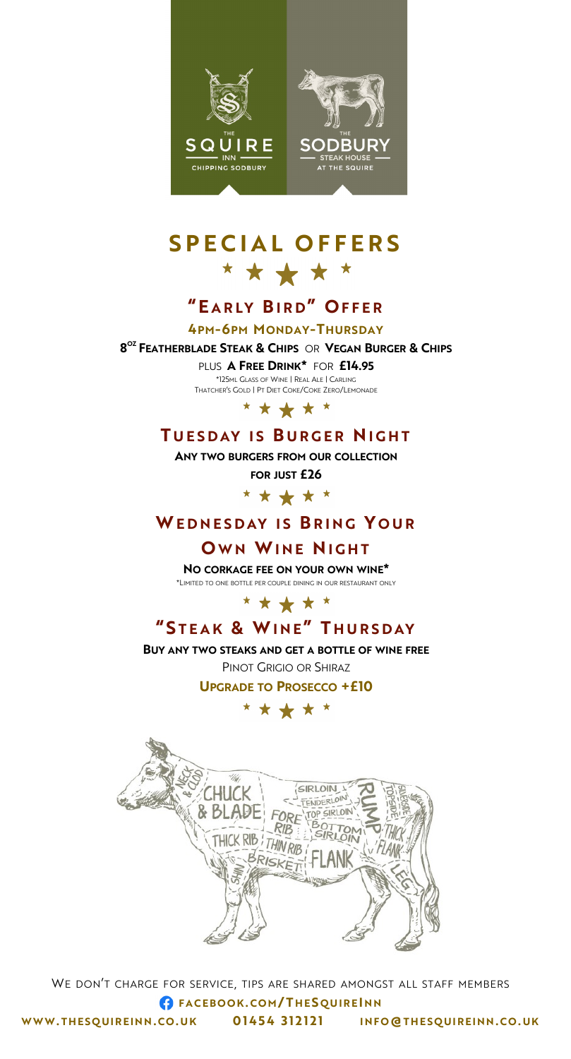THE SQUIRE INN CHIPPING SODBURY

THE SODBURY STEAK HOUSE AT THE SQUIRE

# SPECIAL OFFERS

★ ★ ★ ★ ★

## "Early Bird" Offer

**4pm-6pm Monday-Thursday**

**8$^{oz}$ Featherblade Steak & Chips** or **Vegan Burger & Chips**

plus **A Free Drink*** for **£14.95**

*125ml Glass of Wine | Real Ale | Carling
Thatcher's Gold | Pt Diet Coke/Coke Zero/Lemonade

★ ★ ★ ★ ★

## Tuesday is Burger Night

**Any two burgers from our collection**

**for just £26**

★ ★ ★ ★ ★

## Wednesday is Bring Your Own Wine Night

**No corkage fee on your own wine***

*Limited to one bottle per couple dining in our restaurant only

★ ★ ★ ★ ★

## "Steak & Wine" Thursday

**Buy any two steaks and get a bottle of wine free**

Pinot Grigio or Shiraz

**Upgrade to Prosecco +£10**

★ ★ ★ ★ ★

We don't charge for service, tips are shared amongst all staff members

**facebook.com/TheSquireInn**

**www.thesquireinn.co.uk** **01454 312121** **info@thesquireinn.co.uk**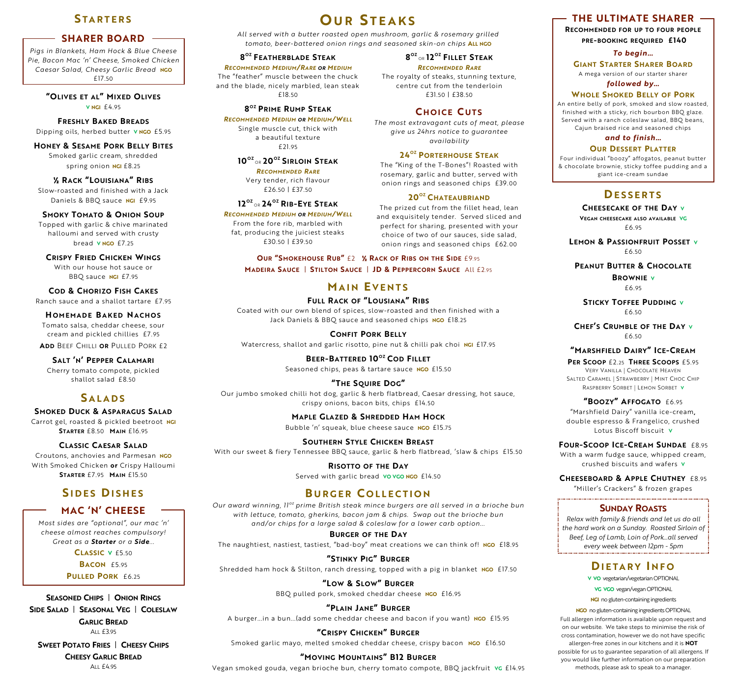## Starters

### SHARER BOARD

*Pigs in Blankets, Ham Hock & Blue Cheese Pie, Bacon Mac 'n' Cheese, Smoked Chicken Caesar Salad, Cheesy Garlic Bread* NGO
£17.50

**"Olives et al" Mixed Olives**
V NGI £4.95

**Freshly Baked Breads**
Dipping oils, herbed butter V NGO £5.95

**Honey & Sesame Pork Belly Bites**
Smoked garlic cream, shredded spring onion NGI £8.25

**½ Rack "Louisiana" Ribs**
Slow-roasted and finished with a Jack Daniels & BBQ sauce NGI £9.95

**Smoky Tomato & Onion Soup**
Topped with garlic & chive marinated halloumi and served with crusty bread V NGO £7.25

**Crispy Fried Chicken Wings**
With our house hot sauce or BBQ sauce NGI £7.95

**Cod & Chorizo Fish Cakes**
Ranch sauce and a shallot tartare £7.95

**Homemade Baked Nachos**
Tomato salsa, cheddar cheese, sour cream and pickled chillies £7.95
**Add** Beef Chilli **or** Pulled Pork £2

**Salt 'n' Pepper Calamari**
Cherry tomato compote, pickled shallot salad £8.50

## Salads

**Smoked Duck & Asparagus Salad**
Carrot gel, roasted & pickled beetroot NGI
**Starter** £8.50 **Main** £16.95

**Classic Caesar Salad**
Croutons, anchovies and Parmesan NGO
With Smoked Chicken **or** Crispy Halloumi
**Starter** £7.95 **Main** £15.50

## Sides Dishes

### MAC 'N' CHEESE

*Most sides are "optional", our mac 'n' cheese almost reaches compulsory! Great as a **Starter** or a **Side**...*

**Classic** V £5.50
**Bacon** £5.95
**Pulled Pork** £6.25

**Seasoned Chips | Onion Rings**
**Side Salad | Seasonal Veg | Coleslaw**
**Garlic Bread**
All £3.95

**Sweet Potato Fries | Cheesy Chips**
**Cheesy Garlic Bread**
All £4.95

## Our Steaks

*All served with a butter roasted open mushroom, garlic & rosemary grilled tomato, beer-battered onion rings and seasoned skin-on chips* ALL NGO

**8oz Featherblade Steak**
*Recommended Medium/Rare or Medium*
The "feather" muscle between the chuck and the blade, nicely marbled, lean steak
£18.50

**8oz Prime Rump Steak**
*Recommended Medium or Medium/Well*
Single muscle cut, thick with a beautiful texture
£21.95

**10oz or 20oz Sirloin Steak**
*Recommended Rare*
Very tender, rich flavour
£26.50 | £37.50

**12oz or 24oz Rib-Eye Steak**
*Recommended Medium or Medium/Well*
From the fore rib, marbled with fat, producing the juiciest steaks
£30.50 | £39.50

**8oz or 12oz Fillet Steak**
*Recommended Rare*
The royalty of steaks, stunning texture, centre cut from the tenderloin
£31.50 | £38.50

### Choice Cuts

*The most extravagant cuts of meat, please give us 24hrs notice to guarantee availability*

**24oz Porterhouse Steak**
The "King of the T-Bones"! Roasted with rosemary, garlic and butter, served with onion rings and seasoned chips £39.00

**20oz Chateaubriand**
The prized cut from the fillet head, lean and exquisitely tender. Served sliced and perfect for sharing, presented with your choice of two of our sauces, side salad, onion rings and seasoned chips £62.00

**Our "Smokehouse Rub"** £2 **½ Rack of Ribs on the Side** £9.95
**Madeira Sauce | Stilton Sauce | JD & Peppercorn Sauce** All £2.95

## Main Events

**Full Rack of "Lousiana" Ribs**
Coated with our own blend of spices, slow-roasted and then finished with a Jack Daniels & BBQ sauce and seasoned chips NGO £18.25

**Confit Pork Belly**
Watercress, shallot and garlic risotto, pine nut & chilli pak choi NGI £17.95

**Beer-Battered 10oz Cod Fillet**
Seasoned chips, peas & tartare sauce NGO £15.50

**"The Squire Dog"**
Our jumbo smoked chilli hot dog, garlic & herb flatbread, Caesar dressing, hot sauce, crispy onions, bacon bits, chips £14.50

**Maple Glazed & Shredded Ham Hock**
Bubble 'n' squeak, blue cheese sauce NGO £15.75

**Southern Style Chicken Breast**
With our sweet & fiery Tennessee BBQ sauce, garlic & herb flatbread, 'slaw & chips £15.50

**Risotto of the Day**
Served with garlic bread VO VGO NGO £14.50

## Burger Collection

*Our award winning, 11oz prime British steak mince burgers are all served in a brioche bun with lettuce, tomato, gherkins, bacon jam & chips. Swap out the brioche bun and/or chips for a large salad & coleslaw for a lower carb option...*

**Burger of the Day**
The naughtiest, nastiest, tastiest, "bad-boy" meat creations we can think of! NGO £18.95

**"Stinky Pig" Burger**
Shredded ham hock & Stilton, ranch dressing, topped with a pig in blanket NGO £17.50

**"Low & Slow" Burger**
BBQ pulled pork, smoked cheddar cheese NGO £16.95

**"Plain Jane" Burger**
A burger...in a bun...(add some cheddar cheese and bacon if you want) NGO £15.95

**"Crispy Chicken" Burger**
Smoked garlic mayo, melted smoked cheddar cheese, crispy bacon NGO £16.50

**"Moving Mountains" B12 Burger**
Vegan smoked gouda, vegan brioche bun, cherry tomato compote, BBQ jackfruit VG £14.95

## THE ULTIMATE SHARER

**Recommended for up to four people**
**pre-booking required £140**

*To begin...*
**Giant Starter Sharer Board**
A mega version of our starter sharer

*followed by...*
**Whole Smoked Belly of Pork**
An entire belly of pork, smoked and slow roasted, finished with a sticky, rich bourbon BBQ glaze. Served with a ranch coleslaw salad, BBQ beans, Cajun braised rice and seasoned chips

*and to finish...*
**Our Dessert Platter**
Four individual "boozy" affogatos, peanut butter & chocolate brownie, sticky toffee pudding and a giant ice-cream sundae

## Desserts

**Cheesecake of the Day** V
**Vegan cheesecake also available** VG
£6.95

**Lemon & Passionfruit Posset** V
£6.50

**Peanut Butter & Chocolate Brownie** V
£6.95

**Sticky Toffee Pudding** V
£6.50

**Chef's Crumble of the Day** V
£6.50

**"Marshfield Dairy" Ice-Cream**
**Per Scoop** £2.25 **Three Scoops** £5.95
Very Vanilla | Chocolate Heaven
Salted Caramel | Strawberry | Mint Choc Chip
Raspberry Sorbet | Lemon Sorbet V

**"Boozy" Affogato** £6.95
"Marshfield Dairy" vanilla ice-cream, double espresso & Frangelico, crushed Lotus Biscoff biscuit V

**Four-Scoop Ice-Cream Sundae** £8.95
With a warm fudge sauce, whipped cream, crushed biscuits and wafers V

**Cheeseboard & Apple Chutney** £8.95
"Miller's Crackers" & frozen grapes

### Sunday Roasts

*Relax with family & friends and let us do all the hard work on a Sunday. Roasted Sirloin of Beef, Leg of Lamb, Loin of Pork...all served every week between 12pm - 5pm*

## Dietary Info

V VO vegetarian/vegetarian OPTIONAL
VG VGO vegan/vegan OPTIONAL
NGI no gluten-containing ingredients
NGO no gluten-containing ingredients OPTIONAL

Full allergen information is available upon request and on our website. We take steps to minimise the risk of cross contamination, however we do not have specific allergen-free zones in our kitchens and it is **NOT** possible for us to guarantee separation of all allergens. If you would like further information on our preparation methods, please ask to speak to a manager.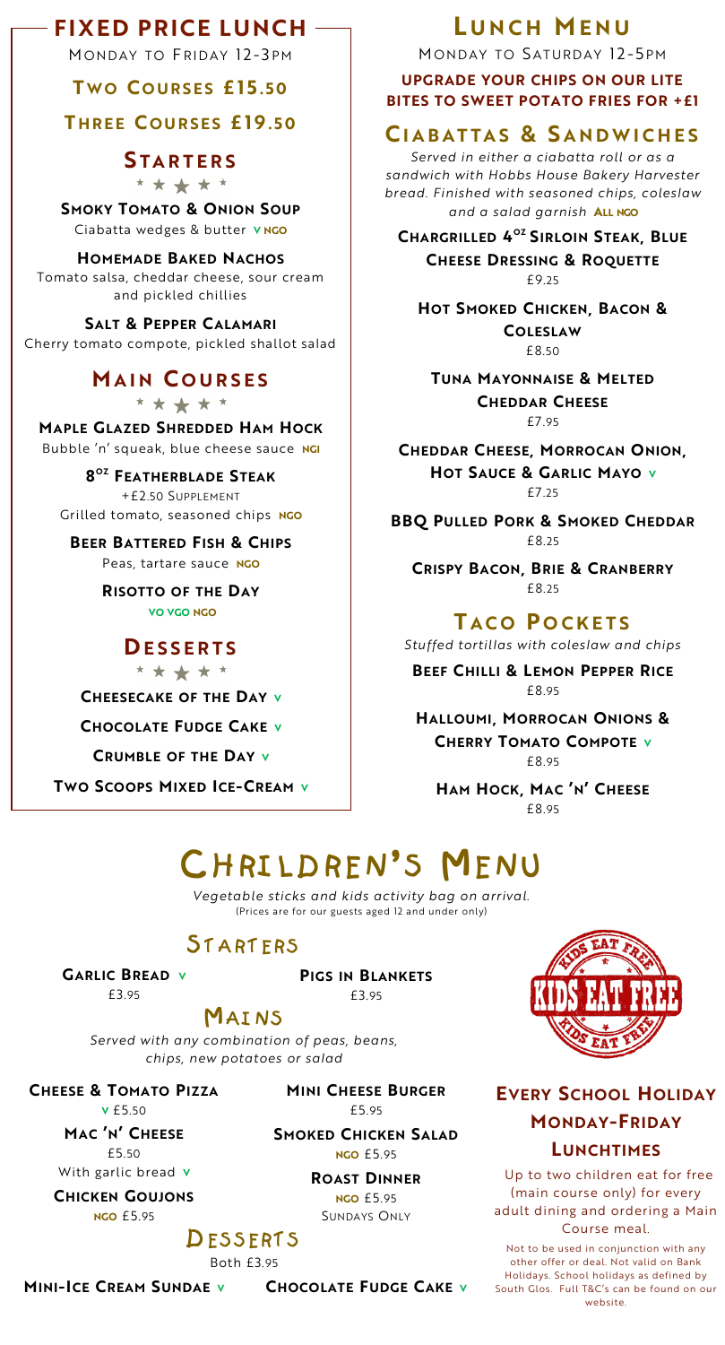# Fixed Price Lunch

Monday to Friday 12-3pm

**Two Courses £15.50**

**Three Courses £19.50**

## Starters

**Smoky Tomato & Onion Soup**
Ciabatta wedges & butter V NGO

**Homemade Baked Nachos**
Tomato salsa, cheddar cheese, sour cream and pickled chillies

**Salt & Pepper Calamari**
Cherry tomato compote, pickled shallot salad

## Main Courses

**Maple Glazed Shredded Ham Hock**
Bubble 'n' squeak, blue cheese sauce NGI

**8oz Featherblade Steak**
+£2.50 Supplement
Grilled tomato, seasoned chips NGO

**Beer Battered Fish & Chips**
Peas, tartare sauce NGO

**Risotto of the Day**
VO VGO NGO

## Desserts

**Cheesecake of the Day** V

**Chocolate Fudge Cake** V

**Crumble of the Day** V

**Two Scoops Mixed Ice-Cream** V

# Lunch Menu

Monday to Saturday 12-5pm

**UPGRADE YOUR CHIPS ON OUR LITE BITES TO SWEET POTATO FRIES FOR +£1**

## Ciabattas & Sandwiches

*Served in either a ciabatta roll or as a sandwich with Hobbs House Bakery Harvester bread. Finished with seasoned chips, coleslaw and a salad garnish* **ALL NGO**

**Chargrilled 4oz Sirloin Steak, Blue Cheese Dressing & Roquette**
£9.25

**Hot Smoked Chicken, Bacon & Coleslaw**
£8.50

**Tuna Mayonnaise & Melted Cheddar Cheese**
£7.95

**Cheddar Cheese, Morrocan Onion, Hot Sauce & Garlic Mayo** V
£7.25

**BBQ Pulled Pork & Smoked Cheddar**
£8.25

**Crispy Bacon, Brie & Cranberry**
£8.25

## Taco Pockets

*Stuffed tortillas with coleslaw and chips*

**Beef Chilli & Lemon Pepper Rice**
£8.95

**Halloumi, Morrocan Onions & Cherry Tomato Compote** V
£8.95

**Ham Hock, Mac 'n' Cheese**
£8.95

# Chrildren's Menu

*Vegetable sticks and kids activity bag on arrival.*
(Prices are for our guests aged 12 and under only)

## Starters

**Garlic Bread** V
£3.95

**Pigs in Blankets**
£3.95

## Mains

*Served with any combination of peas, beans, chips, new potatoes or salad*

**Cheese & Tomato Pizza**
V £5.50

**Mac 'n' Cheese**
£5.50
With garlic bread V

**Chicken Goujons**
NGO £5.95

**Mini Cheese Burger**
£5.95

**Smoked Chicken Salad**
NGO £5.95

**Roast Dinner**
NGO £5.95
Sundays Only

## Desserts

Both £3.95

**Mini-Ice Cream Sundae** V

**Chocolate Fudge Cake** V

KIDS EAT FREE

## Every School Holiday Monday-Friday Lunchtimes

Up to two children eat for free (main course only) for every adult dining and ordering a Main Course meal.

Not to be used in conjunction with any other offer or deal. Not valid on Bank Holidays. School holidays as defined by South Glos. Full T&C's can be found on our website.